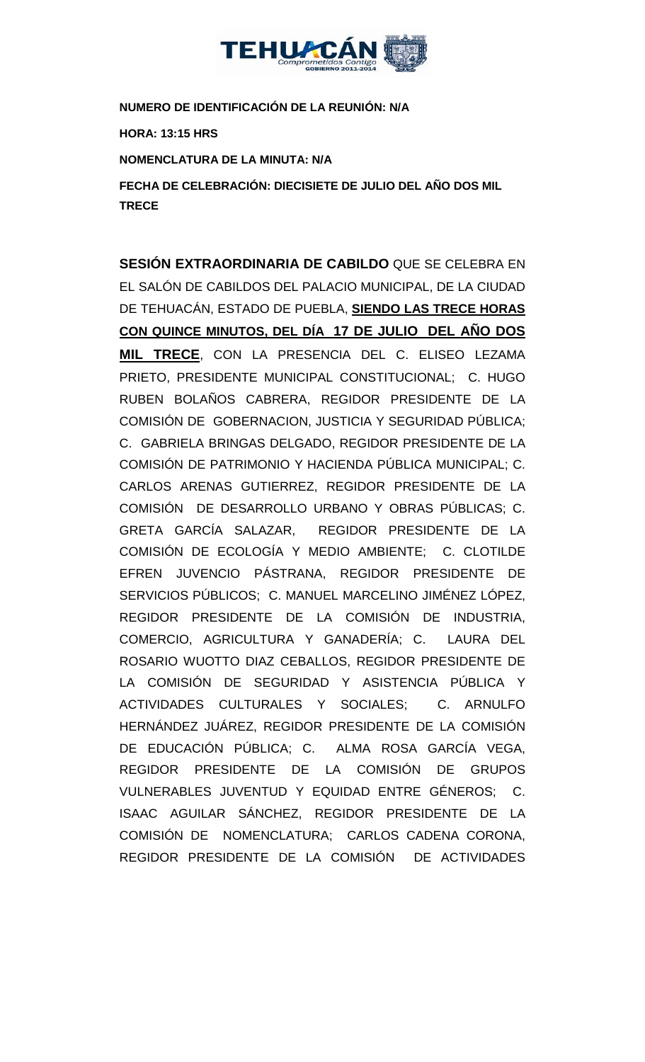**NUMERO DE IDENTIFICACIÓN DE LA REUNIÓN: N/A**

**HORA: 13:15 HRS**

**NOMENCLATURA DE LA MINUTA: N/A**

**FECHA DE CELEBRACIÓN: DIECISIETE DE JULIO DEL AÑO DOS MIL TRECE**

**SESIÓN EXTRAORDINARIA DE CABILDO** QUE SE CELEBRA EN EL SALÓN DE CABILDOS DEL PALACIO MUNICIPAL, DE LA CIUDAD DE TEHUACÁN, ESTADO DE PUEBLA, **SIENDO LAS TRECE HORAS CON QUINCE MINUTOS, DEL DÍA 17 DE JULIO DEL AÑO DOS MIL TRECE**, CON LA PRESENCIA DEL C. ELISEO LEZAMA PRIETO, PRESIDENTE MUNICIPAL CONSTITUCIONAL; C. HUGO RUBEN BOLAÑOS CABRERA, REGIDOR PRESIDENTE DE LA COMISIÓN DE GOBERNACION, JUSTICIA Y SEGURIDAD PÚBLICA; C. GABRIELA BRINGAS DELGADO, REGIDOR PRESIDENTE DE LA COMISIÓN DE PATRIMONIO Y HACIENDA PÚBLICA MUNICIPAL; C. CARLOS ARENAS GUTIERREZ, REGIDOR PRESIDENTE DE LA COMISIÓN DE DESARROLLO URBANO Y OBRAS PÚBLICAS; C. GRETA GARCÍA SALAZAR, REGIDOR PRESIDENTE DE LA COMISIÓN DE ECOLOGÍA Y MEDIO AMBIENTE; C. CLOTILDE EFREN JUVENCIO PÁSTRANA, REGIDOR PRESIDENTE DE SERVICIOS PÚBLICOS; C. MANUEL MARCELINO JIMÉNEZ LÓPEZ, REGIDOR PRESIDENTE DE LA COMISIÓN DE INDUSTRIA, COMERCIO, AGRICULTURA Y GANADERÍA; C. LAURA DEL ROSARIO WUOTTO DIAZ CEBALLOS, REGIDOR PRESIDENTE DE LA COMISIÓN DE SEGURIDAD Y ASISTENCIA PÚBLICA Y ACTIVIDADES CULTURALES Y SOCIALES; C. ARNULFO HERNÁNDEZ JUÁREZ, REGIDOR PRESIDENTE DE LA COMISIÓN DE EDUCACIÓN PÚBLICA; C. ALMA ROSA GARCÍA VEGA, REGIDOR PRESIDENTE DE LA COMISIÓN DE GRUPOS VULNERABLES JUVENTUD Y EQUIDAD ENTRE GÉNEROS; C. ISAAC AGUILAR SÁNCHEZ, REGIDOR PRESIDENTE DE LA COMISIÓN DE NOMENCLATURA; CARLOS CADENA CORONA, REGIDOR PRESIDENTE DE LA COMISIÓN DE ACTIVIDADES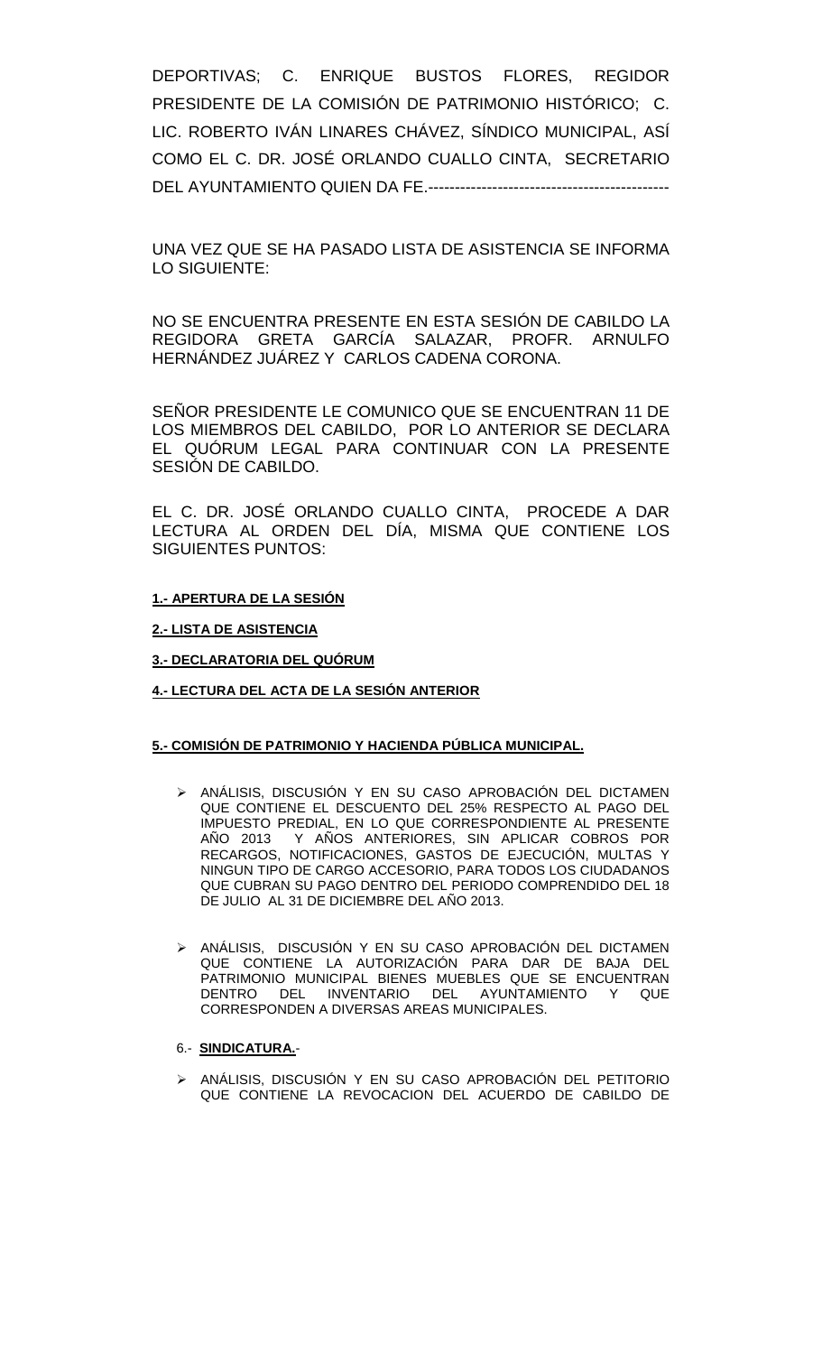DEPORTIVAS; C. ENRIQUE BUSTOS FLORES, REGIDOR PRESIDENTE DE LA COMISIÓN DE PATRIMONIO HISTÓRICO; C. LIC. ROBERTO IVÁN LINARES CHÁVEZ, SÍNDICO MUNICIPAL, ASÍ COMO EL C. DR. JOSÉ ORLANDO CUALLO CINTA, SECRETARIO DEL AYUNTAMIENTO QUIEN DA FE.---------------------------------------------

UNA VEZ QUE SE HA PASADO LISTA DE ASISTENCIA SE INFORMA LO SIGUIENTE:

NO SE ENCUENTRA PRESENTE EN ESTA SESIÓN DE CABILDO LA REGIDORA GRETA GARCÍA SALAZAR, PROFR. ARNULFO HERNÁNDEZ JUÁREZ Y CARLOS CADENA CORONA.

SEÑOR PRESIDENTE LE COMUNICO QUE SE ENCUENTRAN 11 DE LOS MIEMBROS DEL CABILDO, POR LO ANTERIOR SE DECLARA EL QUÓRUM LEGAL PARA CONTINUAR CON LA PRESENTE SESIÓN DE CABILDO.

EL C. DR. JOSÉ ORLANDO CUALLO CINTA, PROCEDE A DAR LECTURA AL ORDEN DEL DÍA, MISMA QUE CONTIENE LOS SIGUIENTES PUNTOS:

**1.- APERTURA DE LA SESIÓN**

**2.- LISTA DE ASISTENCIA**

**3.- DECLARATORIA DEL QUÓRUM**

**4.- LECTURA DEL ACTA DE LA SESIÓN ANTERIOR**

**5.- COMISIÓN DE PATRIMONIO Y HACIENDA PÚBLICA MUNICIPAL.**

- ANÁLISIS, DISCUSIÓN Y EN SU CASO APROBACIÓN DEL DICTAMEN QUE CONTIENE EL DESCUENTO DEL 25% RESPECTO AL PAGO DEL IMPUESTO PREDIAL, EN LO QUE CORRESPONDIENTE AL PRESENTE AÑO 2013 Y AÑOS ANTERIORES, SIN APLICAR COBROS POR RECARGOS, NOTIFICACIONES, GASTOS DE EJECUCIÓN, MULTAS Y NINGUN TIPO DE CARGO ACCESORIO, PARA TODOS LOS CIUDADANOS QUE CUBRAN SU PAGO DENTRO DEL PERIODO COMPRENDIDO DEL 18 DE JULIO AL 31 DE DICIEMBRE DEL AÑO 2013.

- ANÁLISIS, DISCUSIÓN Y EN SU CASO APROBACIÓN DEL DICTAMEN QUE CONTIENE LA AUTORIZACIÓN PARA DAR DE BAJA DEL PATRIMONIO MUNICIPAL BIENES MUEBLES QUE SE ENCUENTRAN DENTRO DEL INVENTARIO DEL AYUNTAMIENTO Y QUE CORRESPONDEN A DIVERSAS AREAS MUNICIPALES.

6.- **SINDICATURA.**-

- ANÁLISIS, DISCUSIÓN Y EN SU CASO APROBACIÓN DEL PETITORIO QUE CONTIENE LA REVOCACION DEL ACUERDO DE CABILDO DE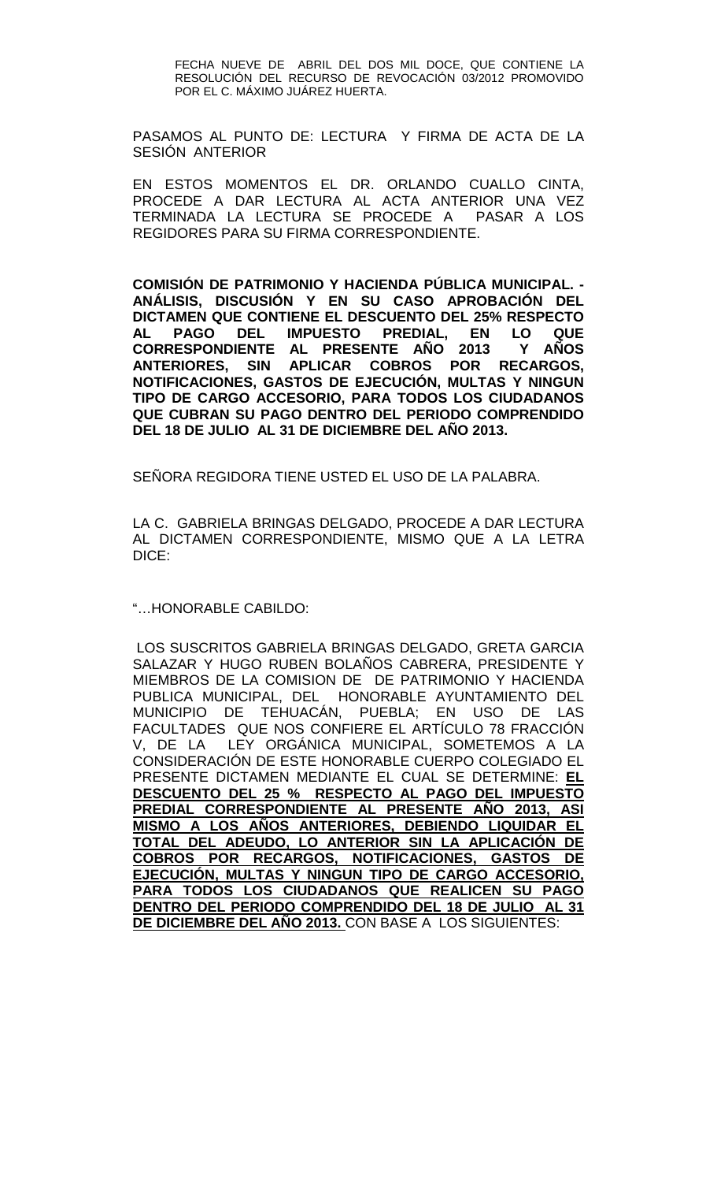FECHA NUEVE DE ABRIL DEL DOS MIL DOCE, QUE CONTIENE LA RESOLUCIÓN DEL RECURSO DE REVOCACIÓN 03/2012 PROMOVIDO POR EL C. MÁXIMO JUÁREZ HUERTA.

PASAMOS AL PUNTO DE: LECTURA Y FIRMA DE ACTA DE LA SESIÓN ANTERIOR

EN ESTOS MOMENTOS EL DR. ORLANDO CUALLO CINTA, PROCEDE A DAR LECTURA AL ACTA ANTERIOR UNA VEZ TERMINADA LA LECTURA SE PROCEDE A PASAR A LOS REGIDORES PARA SU FIRMA CORRESPONDIENTE.

**COMISIÓN DE PATRIMONIO Y HACIENDA PÚBLICA MUNICIPAL. - ANÁLISIS, DISCUSIÓN Y EN SU CASO APROBACIÓN DEL DICTAMEN QUE CONTIENE EL DESCUENTO DEL 25% RESPECTO AL PAGO DEL IMPUESTO PREDIAL, EN LO QUE CORRESPONDIENTE AL PRESENTE AÑO 2013 Y AÑOS ANTERIORES, SIN APLICAR COBROS POR RECARGOS, NOTIFICACIONES, GASTOS DE EJECUCIÓN, MULTAS Y NINGUN TIPO DE CARGO ACCESORIO, PARA TODOS LOS CIUDADANOS QUE CUBRAN SU PAGO DENTRO DEL PERIODO COMPRENDIDO DEL 18 DE JULIO AL 31 DE DICIEMBRE DEL AÑO 2013.**

SEÑORA REGIDORA TIENE USTED EL USO DE LA PALABRA.

LA C. GABRIELA BRINGAS DELGADO, PROCEDE A DAR LECTURA AL DICTAMEN CORRESPONDIENTE, MISMO QUE A LA LETRA DICE:

"…HONORABLE CABILDO:

LOS SUSCRITOS GABRIELA BRINGAS DELGADO, GRETA GARCIA SALAZAR Y HUGO RUBEN BOLAÑOS CABRERA, PRESIDENTE Y MIEMBROS DE LA COMISION DE DE PATRIMONIO Y HACIENDA PUBLICA MUNICIPAL, DEL HONORABLE AYUNTAMIENTO DEL MUNICIPIO DE TEHUACÁN, PUEBLA; EN USO DE LAS FACULTADES QUE NOS CONFIERE EL ARTÍCULO 78 FRACCIÓN V, DE LA LEY ORGÁNICA MUNICIPAL, SOMETEMOS A LA CONSIDERACIÓN DE ESTE HONORABLE CUERPO COLEGIADO EL PRESENTE DICTAMEN MEDIANTE EL CUAL SE DETERMINE: **EL DESCUENTO DEL 25 % RESPECTO AL PAGO DEL IMPUESTO PREDIAL CORRESPONDIENTE AL PRESENTE AÑO 2013, ASI MISMO A LOS AÑOS ANTERIORES, DEBIENDO LIQUIDAR EL TOTAL DEL ADEUDO, LO ANTERIOR SIN LA APLICACIÓN DE COBROS POR RECARGOS, NOTIFICACIONES, GASTOS DE EJECUCIÓN, MULTAS Y NINGUN TIPO DE CARGO ACCESORIO, PARA TODOS LOS CIUDADANOS QUE REALICEN SU PAGO DENTRO DEL PERIODO COMPRENDIDO DEL 18 DE JULIO AL 31 DE DICIEMBRE DEL AÑO 2013.** CON BASE A LOS SIGUIENTES: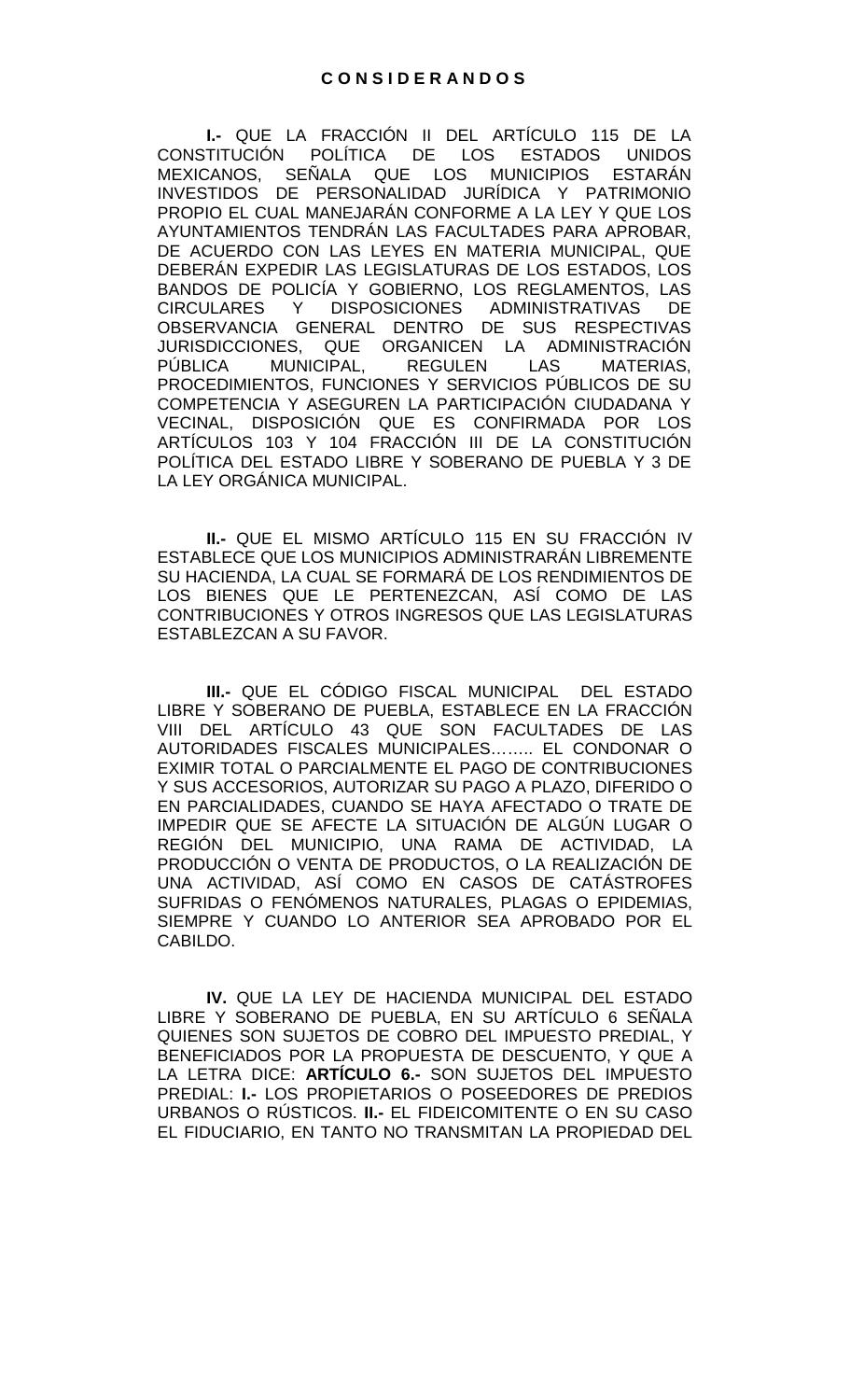## C O N S I D E R A N D O S

**I.-** QUE LA FRACCIÓN II DEL ARTÍCULO 115 DE LA CONSTITUCIÓN POLÍTICA DE LOS ESTADOS UNIDOS MEXICANOS, SEÑALA QUE LOS MUNICIPIOS ESTARÁN INVESTIDOS DE PERSONALIDAD JURÍDICA Y PATRIMONIO PROPIO EL CUAL MANEJARÁN CONFORME A LA LEY Y QUE LOS AYUNTAMIENTOS TENDRÁN LAS FACULTADES PARA APROBAR, DE ACUERDO CON LAS LEYES EN MATERIA MUNICIPAL, QUE DEBERÁN EXPEDIR LAS LEGISLATURAS DE LOS ESTADOS, LOS BANDOS DE POLICÍA Y GOBIERNO, LOS REGLAMENTOS, LAS CIRCULARES Y DISPOSICIONES ADMINISTRATIVAS DE OBSERVANCIA GENERAL DENTRO DE SUS RESPECTIVAS JURISDICCIONES, QUE ORGANICEN LA ADMINISTRACIÓN PÚBLICA MUNICIPAL, REGULEN LAS MATERIAS, PROCEDIMIENTOS, FUNCIONES Y SERVICIOS PÚBLICOS DE SU COMPETENCIA Y ASEGUREN LA PARTICIPACIÓN CIUDADANA Y VECINAL, DISPOSICIÓN QUE ES CONFIRMADA POR LOS ARTÍCULOS 103 Y 104 FRACCIÓN III DE LA CONSTITUCIÓN POLÍTICA DEL ESTADO LIBRE Y SOBERANO DE PUEBLA Y 3 DE LA LEY ORGÁNICA MUNICIPAL.

**II.-** QUE EL MISMO ARTÍCULO 115 EN SU FRACCIÓN IV ESTABLECE QUE LOS MUNICIPIOS ADMINISTRARÁN LIBREMENTE SU HACIENDA, LA CUAL SE FORMARÁ DE LOS RENDIMIENTOS DE LOS BIENES QUE LE PERTENEZCAN, ASÍ COMO DE LAS CONTRIBUCIONES Y OTROS INGRESOS QUE LAS LEGISLATURAS ESTABLEZCAN A SU FAVOR.

**III.-** QUE EL CÓDIGO FISCAL MUNICIPAL DEL ESTADO LIBRE Y SOBERANO DE PUEBLA, ESTABLECE EN LA FRACCIÓN VIII DEL ARTÍCULO 43 QUE SON FACULTADES DE LAS AUTORIDADES FISCALES MUNICIPALES…….. EL CONDONAR O EXIMIR TOTAL O PARCIALMENTE EL PAGO DE CONTRIBUCIONES Y SUS ACCESORIOS, AUTORIZAR SU PAGO A PLAZO, DIFERIDO O EN PARCIALIDADES, CUANDO SE HAYA AFECTADO O TRATE DE IMPEDIR QUE SE AFECTE LA SITUACIÓN DE ALGÚN LUGAR O REGIÓN DEL MUNICIPIO, UNA RAMA DE ACTIVIDAD, LA PRODUCCIÓN O VENTA DE PRODUCTOS, O LA REALIZACIÓN DE UNA ACTIVIDAD, ASÍ COMO EN CASOS DE CATÁSTROFES SUFRIDAS O FENÓMENOS NATURALES, PLAGAS O EPIDEMIAS, SIEMPRE Y CUANDO LO ANTERIOR SEA APROBADO POR EL CABILDO.

**IV.** QUE LA LEY DE HACIENDA MUNICIPAL DEL ESTADO LIBRE Y SOBERANO DE PUEBLA, EN SU ARTÍCULO 6 SEÑALA QUIENES SON SUJETOS DE COBRO DEL IMPUESTO PREDIAL, Y BENEFICIADOS POR LA PROPUESTA DE DESCUENTO, Y QUE A LA LETRA DICE: **ARTÍCULO 6.-** SON SUJETOS DEL IMPUESTO PREDIAL: **I.-** LOS PROPIETARIOS O POSEEDORES DE PREDIOS URBANOS O RÚSTICOS. **II.-** EL FIDEICOMITENTE O EN SU CASO EL FIDUCIARIO, EN TANTO NO TRANSMITAN LA PROPIEDAD DEL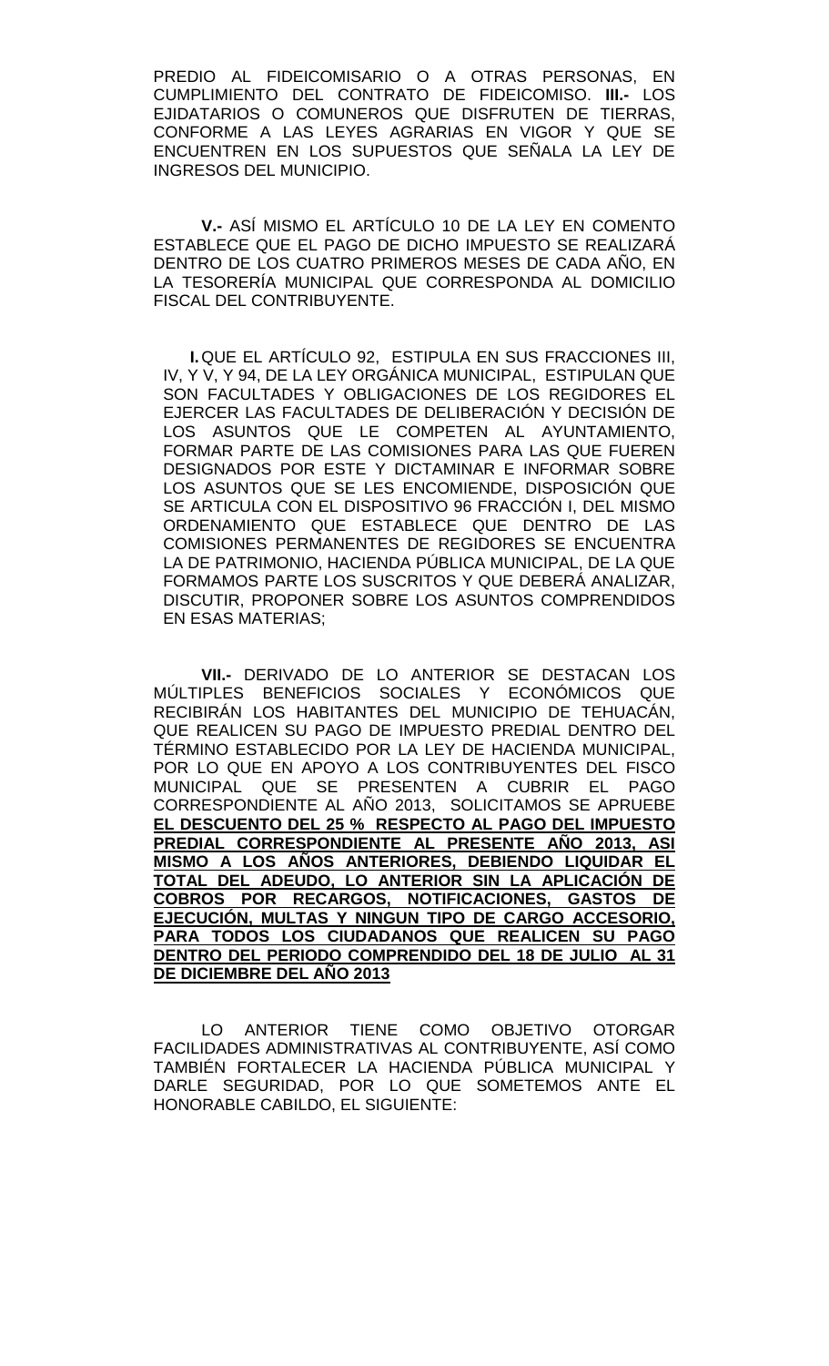PREDIO AL FIDEICOMISARIO O A OTRAS PERSONAS, EN CUMPLIMIENTO DEL CONTRATO DE FIDEICOMISO. **III.-** LOS EJIDATARIOS O COMUNEROS QUE DISFRUTEN DE TIERRAS, CONFORME A LAS LEYES AGRARIAS EN VIGOR Y QUE SE ENCUENTREN EN LOS SUPUESTOS QUE SEÑALA LA LEY DE INGRESOS DEL MUNICIPIO.

**V.-** ASÍ MISMO EL ARTÍCULO 10 DE LA LEY EN COMENTO ESTABLECE QUE EL PAGO DE DICHO IMPUESTO SE REALIZARÁ DENTRO DE LOS CUATRO PRIMEROS MESES DE CADA AÑO, EN LA TESORERÍA MUNICIPAL QUE CORRESPONDA AL DOMICILIO FISCAL DEL CONTRIBUYENTE.

**I.** QUE EL ARTÍCULO 92, ESTIPULA EN SUS FRACCIONES III, IV, Y V, Y 94, DE LA LEY ORGÁNICA MUNICIPAL, ESTIPULAN QUE SON FACULTADES Y OBLIGACIONES DE LOS REGIDORES EL EJERCER LAS FACULTADES DE DELIBERACIÓN Y DECISIÓN DE LOS ASUNTOS QUE LE COMPETEN AL AYUNTAMIENTO, FORMAR PARTE DE LAS COMISIONES PARA LAS QUE FUEREN DESIGNADOS POR ESTE Y DICTAMINAR E INFORMAR SOBRE LOS ASUNTOS QUE SE LES ENCOMIENDE, DISPOSICIÓN QUE SE ARTICULA CON EL DISPOSITIVO 96 FRACCIÓN I, DEL MISMO ORDENAMIENTO QUE ESTABLECE QUE DENTRO DE LAS COMISIONES PERMANENTES DE REGIDORES SE ENCUENTRA LA DE PATRIMONIO, HACIENDA PÚBLICA MUNICIPAL, DE LA QUE FORMAMOS PARTE LOS SUSCRITOS Y QUE DEBERÁ ANALIZAR, DISCUTIR, PROPONER SOBRE LOS ASUNTOS COMPRENDIDOS EN ESAS MATERIAS;

**VII.-** DERIVADO DE LO ANTERIOR SE DESTACAN LOS MÚLTIPLES BENEFICIOS SOCIALES Y ECONÓMICOS QUE RECIBIRÁN LOS HABITANTES DEL MUNICIPIO DE TEHUACÁN, QUE REALICEN SU PAGO DE IMPUESTO PREDIAL DENTRO DEL TÉRMINO ESTABLECIDO POR LA LEY DE HACIENDA MUNICIPAL, POR LO QUE EN APOYO A LOS CONTRIBUYENTES DEL FISCO MUNICIPAL QUE SE PRESENTEN A CUBRIR EL PAGO CORRESPONDIENTE AL AÑO 2013, SOLICITAMOS SE APRUEBE **EL DESCUENTO DEL 25 % RESPECTO AL PAGO DEL IMPUESTO PREDIAL CORRESPONDIENTE AL PRESENTE AÑO 2013, ASI MISMO A LOS AÑOS ANTERIORES, DEBIENDO LIQUIDAR EL TOTAL DEL ADEUDO, LO ANTERIOR SIN LA APLICACIÓN DE COBROS POR RECARGOS, NOTIFICACIONES, GASTOS DE EJECUCIÓN, MULTAS Y NINGUN TIPO DE CARGO ACCESORIO, PARA TODOS LOS CIUDADANOS QUE REALICEN SU PAGO DENTRO DEL PERIODO COMPRENDIDO DEL 18 DE JULIO AL 31 DE DICIEMBRE DEL AÑO 2013**

LO ANTERIOR TIENE COMO OBJETIVO OTORGAR FACILIDADES ADMINISTRATIVAS AL CONTRIBUYENTE, ASÍ COMO TAMBIÉN FORTALECER LA HACIENDA PÚBLICA MUNICIPAL Y DARLE SEGURIDAD, POR LO QUE SOMETEMOS ANTE EL HONORABLE CABILDO, EL SIGUIENTE: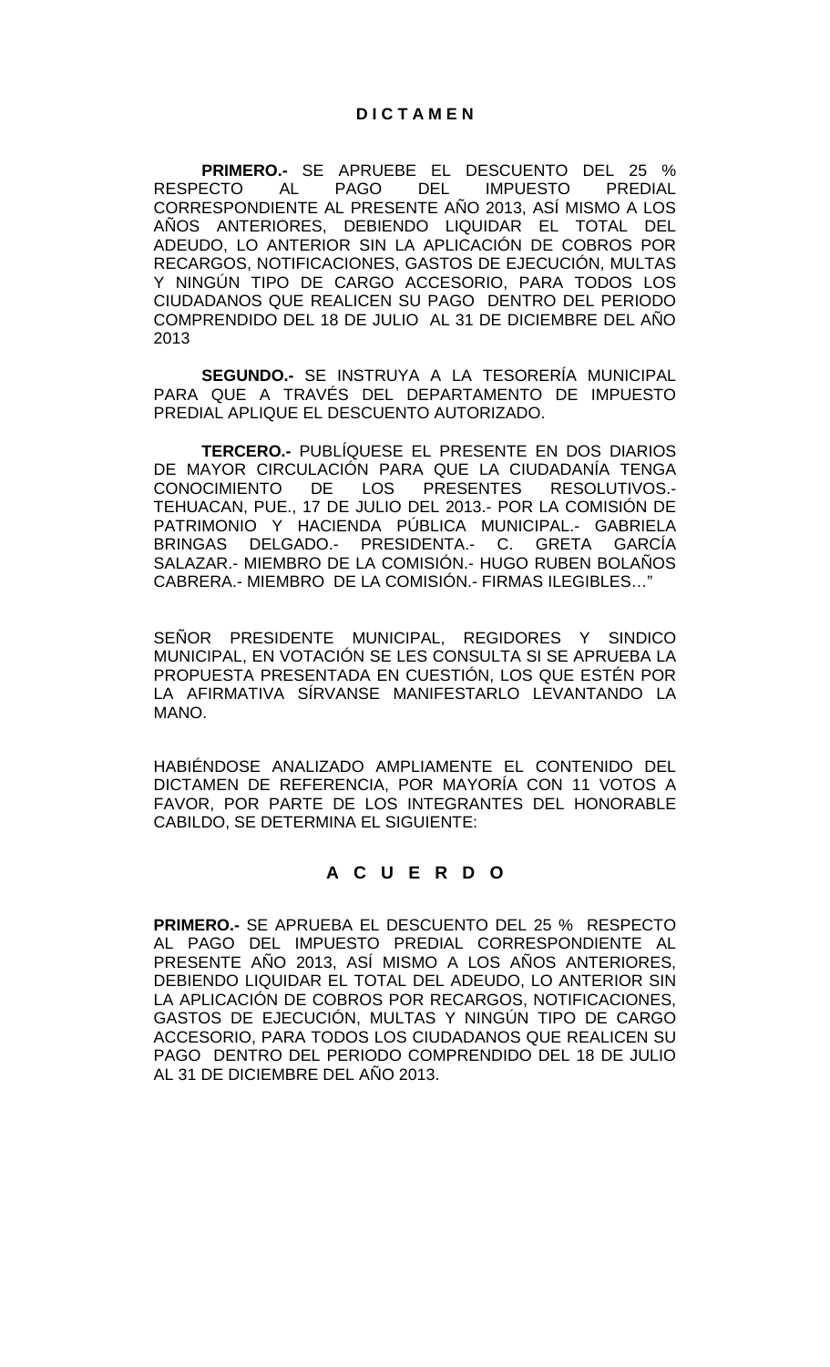# D I C T A M E N

**PRIMERO.-** SE APRUEBE EL DESCUENTO DEL 25 % RESPECTO AL PAGO DEL IMPUESTO PREDIAL CORRESPONDIENTE AL PRESENTE AÑO 2013, ASÍ MISMO A LOS AÑOS ANTERIORES, DEBIENDO LIQUIDAR EL TOTAL DEL ADEUDO, LO ANTERIOR SIN LA APLICACIÓN DE COBROS POR RECARGOS, NOTIFICACIONES, GASTOS DE EJECUCIÓN, MULTAS Y NINGÚN TIPO DE CARGO ACCESORIO, PARA TODOS LOS CIUDADANOS QUE REALICEN SU PAGO DENTRO DEL PERIODO COMPRENDIDO DEL 18 DE JULIO AL 31 DE DICIEMBRE DEL AÑO 2013

**SEGUNDO.-** SE INSTRUYA A LA TESORERÍA MUNICIPAL PARA QUE A TRAVÉS DEL DEPARTAMENTO DE IMPUESTO PREDIAL APLIQUE EL DESCUENTO AUTORIZADO.

**TERCERO.-** PUBLÍQUESE EL PRESENTE EN DOS DIARIOS DE MAYOR CIRCULACIÓN PARA QUE LA CIUDADANÍA TENGA CONOCIMIENTO DE LOS PRESENTES RESOLUTIVOS.- TEHUACAN, PUE., 17 DE JULIO DEL 2013.- POR LA COMISIÓN DE PATRIMONIO Y HACIENDA PÚBLICA MUNICIPAL.- GABRIELA BRINGAS DELGADO.- PRESIDENTA.- C. GRETA GARCÍA SALAZAR.- MIEMBRO DE LA COMISIÓN.- HUGO RUBEN BOLAÑOS CABRERA.- MIEMBRO DE LA COMISIÓN.- FIRMAS ILEGIBLES…"

SEÑOR PRESIDENTE MUNICIPAL, REGIDORES Y SINDICO MUNICIPAL, EN VOTACIÓN SE LES CONSULTA SI SE APRUEBA LA PROPUESTA PRESENTADA EN CUESTIÓN, LOS QUE ESTÉN POR LA AFIRMATIVA SÍRVANSE MANIFESTARLO LEVANTANDO LA MANO.

HABIÉNDOSE ANALIZADO AMPLIAMENTE EL CONTENIDO DEL DICTAMEN DE REFERENCIA, POR MAYORÍA CON 11 VOTOS A FAVOR, POR PARTE DE LOS INTEGRANTES DEL HONORABLE CABILDO, SE DETERMINA EL SIGUIENTE:

# A C U E R D O

**PRIMERO.-** SE APRUEBA EL DESCUENTO DEL 25 % RESPECTO AL PAGO DEL IMPUESTO PREDIAL CORRESPONDIENTE AL PRESENTE AÑO 2013, ASÍ MISMO A LOS AÑOS ANTERIORES, DEBIENDO LIQUIDAR EL TOTAL DEL ADEUDO, LO ANTERIOR SIN LA APLICACIÓN DE COBROS POR RECARGOS, NOTIFICACIONES, GASTOS DE EJECUCIÓN, MULTAS Y NINGÚN TIPO DE CARGO ACCESORIO, PARA TODOS LOS CIUDADANOS QUE REALICEN SU PAGO DENTRO DEL PERIODO COMPRENDIDO DEL 18 DE JULIO AL 31 DE DICIEMBRE DEL AÑO 2013.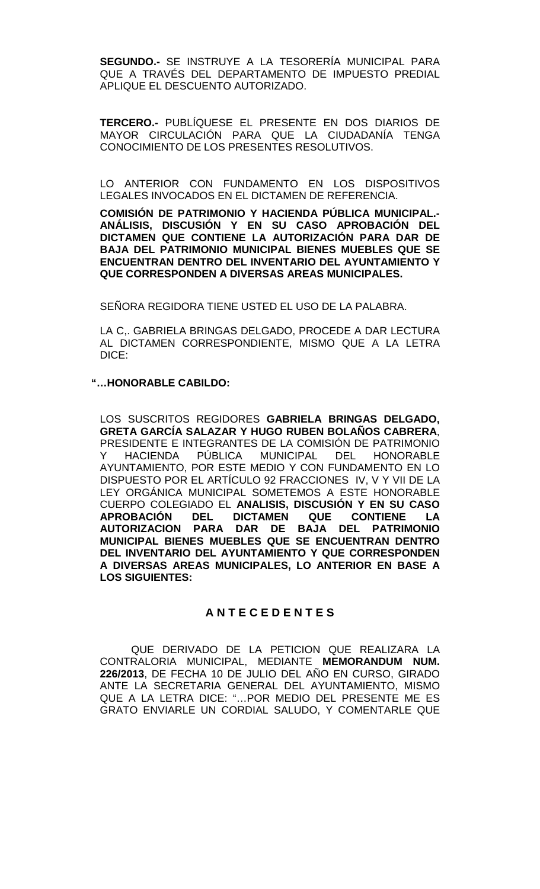**SEGUNDO.-** SE INSTRUYE A LA TESORERÍA MUNICIPAL PARA QUE A TRAVÉS DEL DEPARTAMENTO DE IMPUESTO PREDIAL APLIQUE EL DESCUENTO AUTORIZADO.

**TERCERO.-** PUBLÍQUESE EL PRESENTE EN DOS DIARIOS DE MAYOR CIRCULACIÓN PARA QUE LA CIUDADANÍA TENGA CONOCIMIENTO DE LOS PRESENTES RESOLUTIVOS.

LO ANTERIOR CON FUNDAMENTO EN LOS DISPOSITIVOS LEGALES INVOCADOS EN EL DICTAMEN DE REFERENCIA.

**COMISIÓN DE PATRIMONIO Y HACIENDA PÚBLICA MUNICIPAL.- ANÁLISIS, DISCUSIÓN Y EN SU CASO APROBACIÓN DEL DICTAMEN QUE CONTIENE LA AUTORIZACIÓN PARA DAR DE BAJA DEL PATRIMONIO MUNICIPAL BIENES MUEBLES QUE SE ENCUENTRAN DENTRO DEL INVENTARIO DEL AYUNTAMIENTO Y QUE CORRESPONDEN A DIVERSAS AREAS MUNICIPALES.**

SEÑORA REGIDORA TIENE USTED EL USO DE LA PALABRA.

LA C,. GABRIELA BRINGAS DELGADO, PROCEDE A DAR LECTURA AL DICTAMEN CORRESPONDIENTE, MISMO QUE A LA LETRA DICE:

**"…HONORABLE CABILDO:**

LOS SUSCRITOS REGIDORES **GABRIELA BRINGAS DELGADO, GRETA GARCÍA SALAZAR Y HUGO RUBEN BOLAÑOS CABRERA**, PRESIDENTE E INTEGRANTES DE LA COMISIÓN DE PATRIMONIO Y HACIENDA PÚBLICA MUNICIPAL DEL HONORABLE AYUNTAMIENTO, POR ESTE MEDIO Y CON FUNDAMENTO EN LO DISPUESTO POR EL ARTÍCULO 92 FRACCIONES IV, V Y VII DE LA LEY ORGÁNICA MUNICIPAL SOMETEMOS A ESTE HONORABLE CUERPO COLEGIADO EL **ANALISIS, DISCUSIÓN Y EN SU CASO APROBACIÓN DEL DICTAMEN QUE CONTIENE LA AUTORIZACION PARA DAR DE BAJA DEL PATRIMONIO MUNICIPAL BIENES MUEBLES QUE SE ENCUENTRAN DENTRO DEL INVENTARIO DEL AYUNTAMIENTO Y QUE CORRESPONDEN A DIVERSAS AREAS MUNICIPALES, LO ANTERIOR EN BASE A LOS SIGUIENTES:**

## A N T E C E D E N T E S

QUE DERIVADO DE LA PETICION QUE REALIZARA LA CONTRALORIA MUNICIPAL, MEDIANTE **MEMORANDUM NUM. 226/2013**, DE FECHA 10 DE JULIO DEL AÑO EN CURSO, GIRADO ANTE LA SECRETARIA GENERAL DEL AYUNTAMIENTO, MISMO QUE A LA LETRA DICE: "…POR MEDIO DEL PRESENTE ME ES GRATO ENVIARLE UN CORDIAL SALUDO, Y COMENTARLE QUE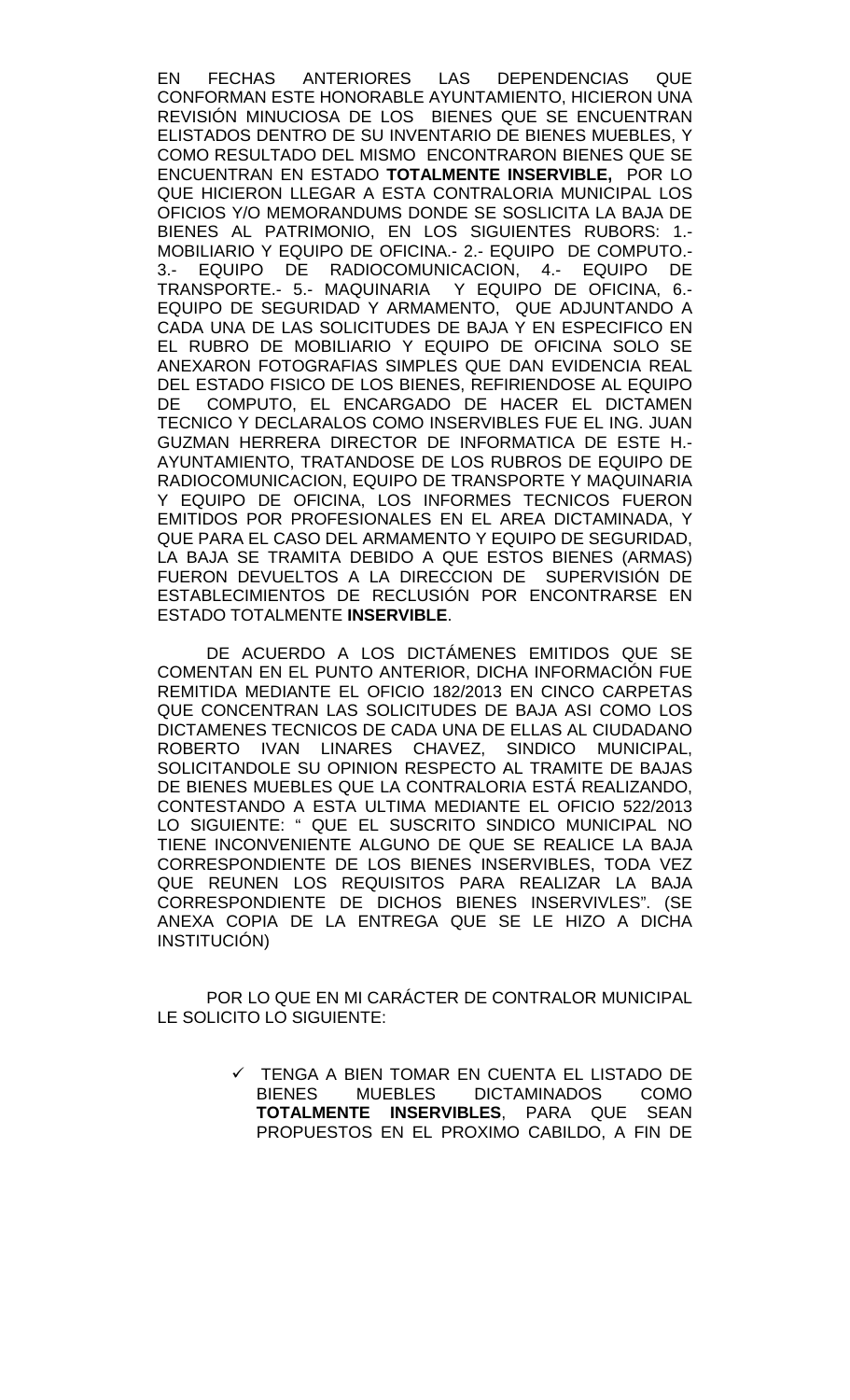EN FECHAS ANTERIORES LAS DEPENDENCIAS QUE CONFORMAN ESTE HONORABLE AYUNTAMIENTO, HICIERON UNA REVISIÓN MINUCIOSA DE LOS BIENES QUE SE ENCUENTRAN ELISTADOS DENTRO DE SU INVENTARIO DE BIENES MUEBLES, Y COMO RESULTADO DEL MISMO ENCONTRARON BIENES QUE SE ENCUENTRAN EN ESTADO **TOTALMENTE INSERVIBLE,** POR LO QUE HICIERON LLEGAR A ESTA CONTRALORIA MUNICIPAL LOS OFICIOS Y/O MEMORANDUMS DONDE SE SOSLICITA LA BAJA DE BIENES AL PATRIMONIO, EN LOS SIGUIENTES RUBORS: 1.- MOBILIARIO Y EQUIPO DE OFICINA.- 2.- EQUIPO DE COMPUTO.- 3.- EQUIPO DE RADIOCOMUNICACION, 4.- EQUIPO DE TRANSPORTE.- 5.- MAQUINARIA Y EQUIPO DE OFICINA, 6.- EQUIPO DE SEGURIDAD Y ARMAMENTO, QUE ADJUNTANDO A CADA UNA DE LAS SOLICITUDES DE BAJA Y EN ESPECIFICO EN EL RUBRO DE MOBILIARIO Y EQUIPO DE OFICINA SOLO SE ANEXARON FOTOGRAFIAS SIMPLES QUE DAN EVIDENCIA REAL DEL ESTADO FISICO DE LOS BIENES, REFIRIENDOSE AL EQUIPO DE COMPUTO, EL ENCARGADO DE HACER EL DICTAMEN TECNICO Y DECLARALOS COMO INSERVIBLES FUE EL ING. JUAN GUZMAN HERRERA DIRECTOR DE INFORMATICA DE ESTE H.- AYUNTAMIENTO, TRATANDOSE DE LOS RUBROS DE EQUIPO DE RADIOCOMUNICACION, EQUIPO DE TRANSPORTE Y MAQUINARIA Y EQUIPO DE OFICINA, LOS INFORMES TECNICOS FUERON EMITIDOS POR PROFESIONALES EN EL AREA DICTAMINADA, Y QUE PARA EL CASO DEL ARMAMENTO Y EQUIPO DE SEGURIDAD, LA BAJA SE TRAMITA DEBIDO A QUE ESTOS BIENES (ARMAS) FUERON DEVUELTOS A LA DIRECCION DE SUPERVISIÓN DE ESTABLECIMIENTOS DE RECLUSIÓN POR ENCONTRARSE EN ESTADO TOTALMENTE **INSERVIBLE**.

DE ACUERDO A LOS DICTÁMENES EMITIDOS QUE SE COMENTAN EN EL PUNTO ANTERIOR, DICHA INFORMACIÓN FUE REMITIDA MEDIANTE EL OFICIO 182/2013 EN CINCO CARPETAS QUE CONCENTRAN LAS SOLICITUDES DE BAJA ASI COMO LOS DICTAMENES TECNICOS DE CADA UNA DE ELLAS AL CIUDADANO ROBERTO IVAN LINARES CHAVEZ, SINDICO MUNICIPAL, SOLICITANDOLE SU OPINION RESPECTO AL TRAMITE DE BAJAS DE BIENES MUEBLES QUE LA CONTRALORIA ESTÁ REALIZANDO, CONTESTANDO A ESTA ULTIMA MEDIANTE EL OFICIO 522/2013 LO SIGUIENTE: " QUE EL SUSCRITO SINDICO MUNICIPAL NO TIENE INCONVENIENTE ALGUNO DE QUE SE REALICE LA BAJA CORRESPONDIENTE DE LOS BIENES INSERVIBLES, TODA VEZ QUE REUNEN LOS REQUISITOS PARA REALIZAR LA BAJA CORRESPONDIENTE DE DICHOS BIENES INSERVIVLES". (SE ANEXA COPIA DE LA ENTREGA QUE SE LE HIZO A DICHA INSTITUCIÓN)

POR LO QUE EN MI CARÁCTER DE CONTRALOR MUNICIPAL LE SOLICITO LO SIGUIENTE:

- ✓ TENGA A BIEN TOMAR EN CUENTA EL LISTADO DE BIENES MUEBLES DICTAMINADOS COMO **TOTALMENTE INSERVIBLES**, PARA QUE SEAN PROPUESTOS EN EL PROXIMO CABILDO, A FIN DE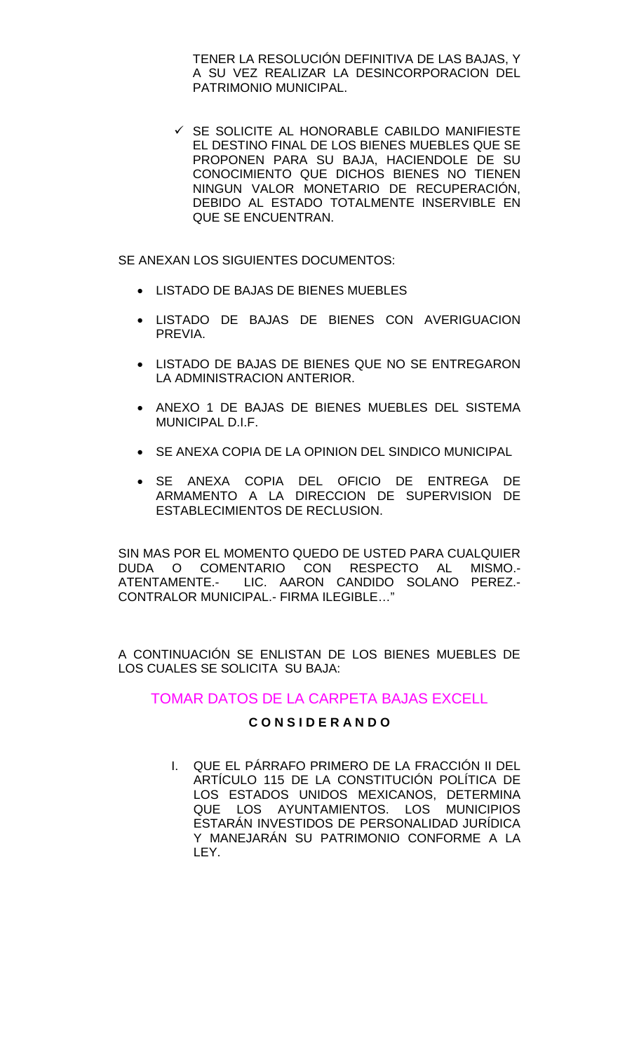TENER LA RESOLUCIÓN DEFINITIVA DE LAS BAJAS, Y A SU VEZ REALIZAR LA DESINCORPORACION DEL PATRIMONIO MUNICIPAL.

- ✓ SE SOLICITE AL HONORABLE CABILDO MANIFIESTE EL DESTINO FINAL DE LOS BIENES MUEBLES QUE SE PROPONEN PARA SU BAJA, HACIENDOLE DE SU CONOCIMIENTO QUE DICHOS BIENES NO TIENEN NINGUN VALOR MONETARIO DE RECUPERACIÓN, DEBIDO AL ESTADO TOTALMENTE INSERVIBLE EN QUE SE ENCUENTRAN.

SE ANEXAN LOS SIGUIENTES DOCUMENTOS:

- LISTADO DE BAJAS DE BIENES MUEBLES
- LISTADO DE BAJAS DE BIENES CON AVERIGUACION PREVIA.
- LISTADO DE BAJAS DE BIENES QUE NO SE ENTREGARON LA ADMINISTRACION ANTERIOR.
- ANEXO 1 DE BAJAS DE BIENES MUEBLES DEL SISTEMA MUNICIPAL D.I.F.
- SE ANEXA COPIA DE LA OPINION DEL SINDICO MUNICIPAL
- SE ANEXA COPIA DEL OFICIO DE ENTREGA DE ARMAMENTO A LA DIRECCION DE SUPERVISION DE ESTABLECIMIENTOS DE RECLUSION.

SIN MAS POR EL MOMENTO QUEDO DE USTED PARA CUALQUIER DUDA O COMENTARIO CON RESPECTO AL MISMO.- ATENTAMENTE.- LIC. AARON CANDIDO SOLANO PEREZ.- CONTRALOR MUNICIPAL.- FIRMA ILEGIBLE…"

A CONTINUACIÓN SE ENLISTAN DE LOS BIENES MUEBLES DE LOS CUALES SE SOLICITA SU BAJA:

TOMAR DATOS DE LA CARPETA BAJAS EXCELL

**C O N S I D E R A N D O**

I. QUE EL PÁRRAFO PRIMERO DE LA FRACCIÓN II DEL ARTÍCULO 115 DE LA CONSTITUCIÓN POLÍTICA DE LOS ESTADOS UNIDOS MEXICANOS, DETERMINA QUE LOS AYUNTAMIENTOS. LOS MUNICIPIOS ESTARÁN INVESTIDOS DE PERSONALIDAD JURÍDICA Y MANEJARÁN SU PATRIMONIO CONFORME A LA LEY.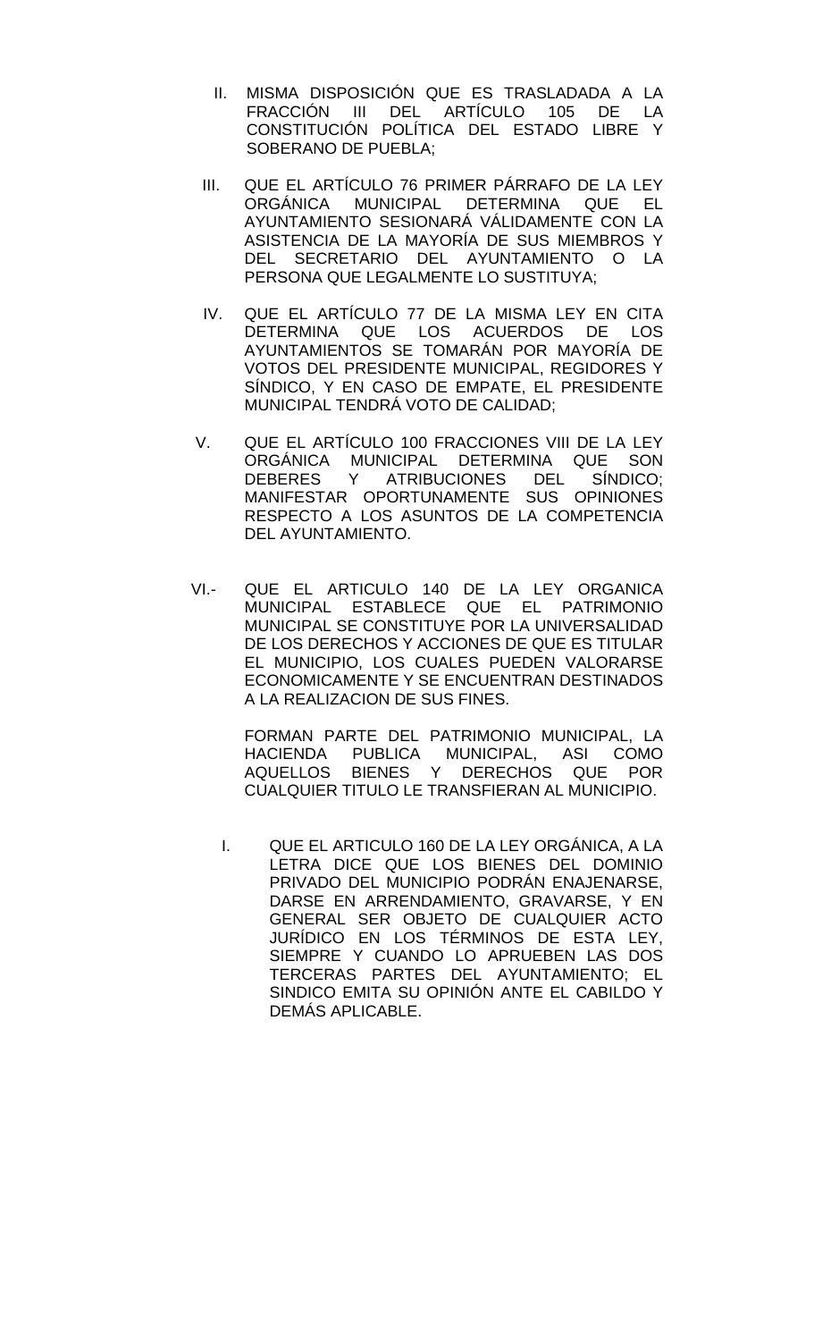II. MISMA DISPOSICIÓN QUE ES TRASLADADA A LA FRACCIÓN III DEL ARTÍCULO 105 DE LA CONSTITUCIÓN POLÍTICA DEL ESTADO LIBRE Y SOBERANO DE PUEBLA;

III. QUE EL ARTÍCULO 76 PRIMER PÁRRAFO DE LA LEY ORGÁNICA MUNICIPAL DETERMINA QUE EL AYUNTAMIENTO SESIONARÁ VÁLIDAMENTE CON LA ASISTENCIA DE LA MAYORÍA DE SUS MIEMBROS Y DEL SECRETARIO DEL AYUNTAMIENTO O LA PERSONA QUE LEGALMENTE LO SUSTITUYA;

IV. QUE EL ARTÍCULO 77 DE LA MISMA LEY EN CITA DETERMINA QUE LOS ACUERDOS DE LOS AYUNTAMIENTOS SE TOMARÁN POR MAYORÍA DE VOTOS DEL PRESIDENTE MUNICIPAL, REGIDORES Y SÍNDICO, Y EN CASO DE EMPATE, EL PRESIDENTE MUNICIPAL TENDRÁ VOTO DE CALIDAD;

V. QUE EL ARTÍCULO 100 FRACCIONES VIII DE LA LEY ORGÁNICA MUNICIPAL DETERMINA QUE SON DEBERES Y ATRIBUCIONES DEL SÍNDICO; MANIFESTAR OPORTUNAMENTE SUS OPINIONES RESPECTO A LOS ASUNTOS DE LA COMPETENCIA DEL AYUNTAMIENTO.

VI.- QUE EL ARTICULO 140 DE LA LEY ORGANICA MUNICIPAL ESTABLECE QUE EL PATRIMONIO MUNICIPAL SE CONSTITUYE POR LA UNIVERSALIDAD DE LOS DERECHOS Y ACCIONES DE QUE ES TITULAR EL MUNICIPIO, LOS CUALES PUEDEN VALORARSE ECONOMICAMENTE Y SE ENCUENTRAN DESTINADOS A LA REALIZACION DE SUS FINES.

FORMAN PARTE DEL PATRIMONIO MUNICIPAL, LA HACIENDA PUBLICA MUNICIPAL, ASI COMO AQUELLOS BIENES Y DERECHOS QUE POR CUALQUIER TITULO LE TRANSFIERAN AL MUNICIPIO.

I. QUE EL ARTICULO 160 DE LA LEY ORGÁNICA, A LA LETRA DICE QUE LOS BIENES DEL DOMINIO PRIVADO DEL MUNICIPIO PODRÁN ENAJENARSE, DARSE EN ARRENDAMIENTO, GRAVARSE, Y EN GENERAL SER OBJETO DE CUALQUIER ACTO JURÍDICO EN LOS TÉRMINOS DE ESTA LEY, SIEMPRE Y CUANDO LO APRUEBEN LAS DOS TERCERAS PARTES DEL AYUNTAMIENTO; EL SINDICO EMITA SU OPINIÓN ANTE EL CABILDO Y DEMÁS APLICABLE.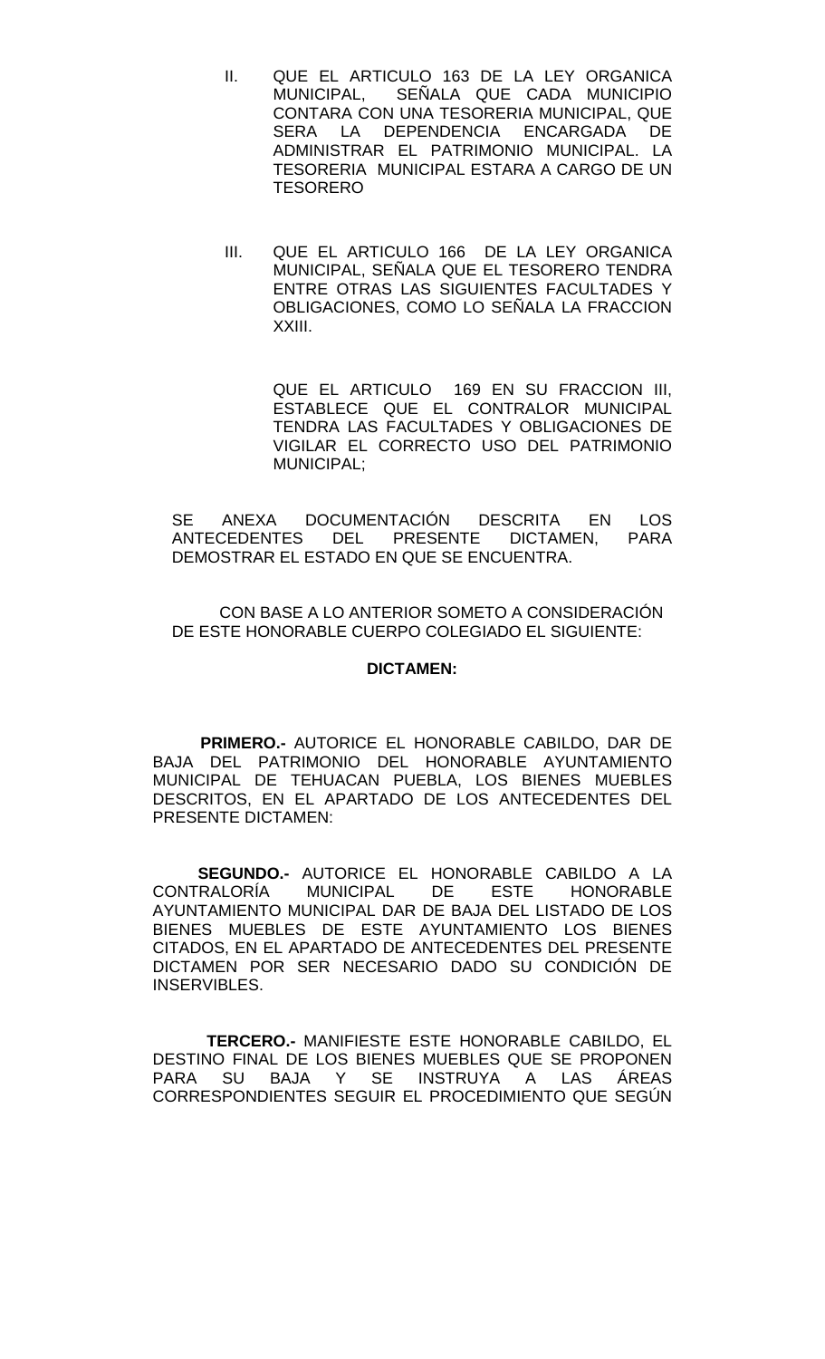II. QUE EL ARTICULO 163 DE LA LEY ORGANICA MUNICIPAL, SEÑALA QUE CADA MUNICIPIO CONTARA CON UNA TESORERIA MUNICIPAL, QUE SERA LA DEPENDENCIA ENCARGADA DE ADMINISTRAR EL PATRIMONIO MUNICIPAL. LA TESORERIA MUNICIPAL ESTARA A CARGO DE UN TESORERO

III. QUE EL ARTICULO 166 DE LA LEY ORGANICA MUNICIPAL, SEÑALA QUE EL TESORERO TENDRA ENTRE OTRAS LAS SIGUIENTES FACULTADES Y OBLIGACIONES, COMO LO SEÑALA LA FRACCION XXIII.

QUE EL ARTICULO 169 EN SU FRACCION III, ESTABLECE QUE EL CONTRALOR MUNICIPAL TENDRA LAS FACULTADES Y OBLIGACIONES DE VIGILAR EL CORRECTO USO DEL PATRIMONIO MUNICIPAL;

SE ANEXA DOCUMENTACIÓN DESCRITA EN LOS ANTECEDENTES DEL PRESENTE DICTAMEN, PARA DEMOSTRAR EL ESTADO EN QUE SE ENCUENTRA.

CON BASE A LO ANTERIOR SOMETO A CONSIDERACIÓN DE ESTE HONORABLE CUERPO COLEGIADO EL SIGUIENTE:

**DICTAMEN:**

**PRIMERO.-** AUTORICE EL HONORABLE CABILDO, DAR DE BAJA DEL PATRIMONIO DEL HONORABLE AYUNTAMIENTO MUNICIPAL DE TEHUACAN PUEBLA, LOS BIENES MUEBLES DESCRITOS, EN EL APARTADO DE LOS ANTECEDENTES DEL PRESENTE DICTAMEN:

**SEGUNDO.-** AUTORICE EL HONORABLE CABILDO A LA CONTRALORÍA MUNICIPAL DE ESTE HONORABLE AYUNTAMIENTO MUNICIPAL DAR DE BAJA DEL LISTADO DE LOS BIENES MUEBLES DE ESTE AYUNTAMIENTO LOS BIENES CITADOS, EN EL APARTADO DE ANTECEDENTES DEL PRESENTE DICTAMEN POR SER NECESARIO DADO SU CONDICIÓN DE INSERVIBLES.

**TERCERO.-** MANIFIESTE ESTE HONORABLE CABILDO, EL DESTINO FINAL DE LOS BIENES MUEBLES QUE SE PROPONEN PARA SU BAJA Y SE INSTRUYA A LAS ÁREAS CORRESPONDIENTES SEGUIR EL PROCEDIMIENTO QUE SEGÚN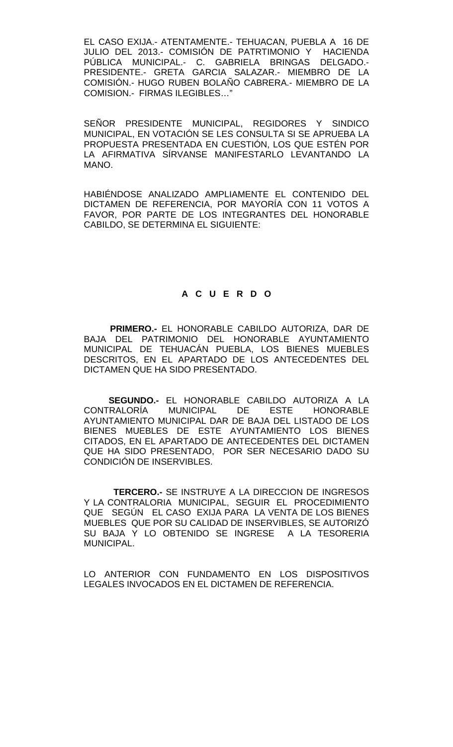EL CASO EXIJA.- ATENTAMENTE.- TEHUACAN, PUEBLA A 16 DE JULIO DEL 2013.- COMISIÓN DE PATRTIMONIO Y HACIENDA PÚBLICA MUNICIPAL.- C. GABRIELA BRINGAS DELGADO.- PRESIDENTE.- GRETA GARCIA SALAZAR.- MIEMBRO DE LA COMISIÓN.- HUGO RUBEN BOLAÑO CABRERA.- MIEMBRO DE LA COMISION.- FIRMAS ILEGIBLES…"

SEÑOR PRESIDENTE MUNICIPAL, REGIDORES Y SINDICO MUNICIPAL, EN VOTACIÓN SE LES CONSULTA SI SE APRUEBA LA PROPUESTA PRESENTADA EN CUESTIÓN, LOS QUE ESTÉN POR LA AFIRMATIVA SÍRVANSE MANIFESTARLO LEVANTANDO LA MANO.

HABIÉNDOSE ANALIZADO AMPLIAMENTE EL CONTENIDO DEL DICTAMEN DE REFERENCIA, POR MAYORÍA CON 11 VOTOS A FAVOR, POR PARTE DE LOS INTEGRANTES DEL HONORABLE CABILDO, SE DETERMINA EL SIGUIENTE:

## A C U E R D O

**PRIMERO.-** EL HONORABLE CABILDO AUTORIZA, DAR DE BAJA DEL PATRIMONIO DEL HONORABLE AYUNTAMIENTO MUNICIPAL DE TEHUACÁN PUEBLA, LOS BIENES MUEBLES DESCRITOS, EN EL APARTADO DE LOS ANTECEDENTES DEL DICTAMEN QUE HA SIDO PRESENTADO.

**SEGUNDO.-** EL HONORABLE CABILDO AUTORIZA A LA CONTRALORÍA MUNICIPAL DE ESTE HONORABLE AYUNTAMIENTO MUNICIPAL DAR DE BAJA DEL LISTADO DE LOS BIENES MUEBLES DE ESTE AYUNTAMIENTO LOS BIENES CITADOS, EN EL APARTADO DE ANTECEDENTES DEL DICTAMEN QUE HA SIDO PRESENTADO, POR SER NECESARIO DADO SU CONDICIÓN DE INSERVIBLES.

**TERCERO.-** SE INSTRUYE A LA DIRECCION DE INGRESOS Y LA CONTRALORIA MUNICIPAL, SEGUIR EL PROCEDIMIENTO QUE SEGÚN EL CASO EXIJA PARA LA VENTA DE LOS BIENES MUEBLES QUE POR SU CALIDAD DE INSERVIBLES, SE AUTORIZÓ SU BAJA Y LO OBTENIDO SE INGRESE A LA TESORERIA MUNICIPAL.

LO ANTERIOR CON FUNDAMENTO EN LOS DISPOSITIVOS LEGALES INVOCADOS EN EL DICTAMEN DE REFERENCIA.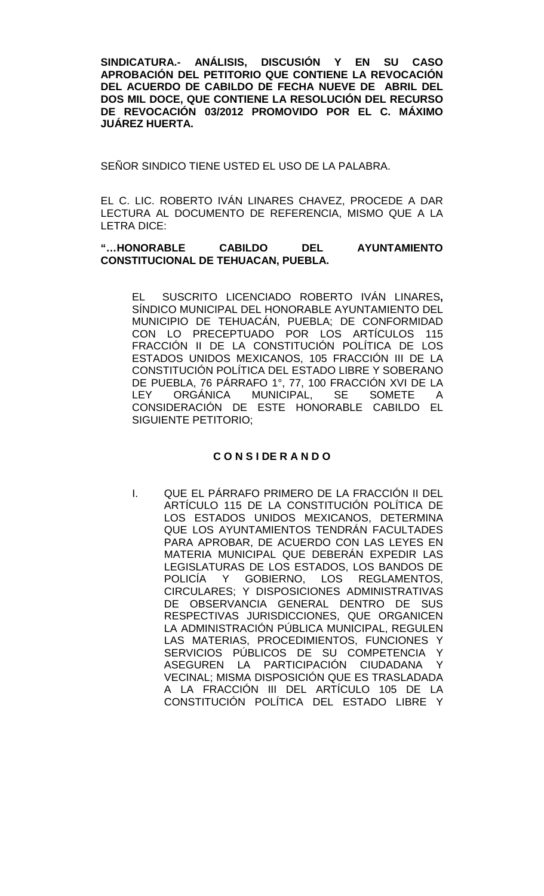**SINDICATURA.- ANÁLISIS, DISCUSIÓN Y EN SU CASO APROBACIÓN DEL PETITORIO QUE CONTIENE LA REVOCACIÓN DEL ACUERDO DE CABILDO DE FECHA NUEVE DE ABRIL DEL DOS MIL DOCE, QUE CONTIENE LA RESOLUCIÓN DEL RECURSO DE REVOCACIÓN 03/2012 PROMOVIDO POR EL C. MÁXIMO JUÁREZ HUERTA.**

SEÑOR SINDICO TIENE USTED EL USO DE LA PALABRA.

EL C. LIC. ROBERTO IVÁN LINARES CHAVEZ, PROCEDE A DAR LECTURA AL DOCUMENTO DE REFERENCIA, MISMO QUE A LA LETRA DICE:

**"…HONORABLE CABILDO DEL AYUNTAMIENTO CONSTITUCIONAL DE TEHUACAN, PUEBLA.**

EL SUSCRITO LICENCIADO ROBERTO IVÁN LINARES**,** SÍNDICO MUNICIPAL DEL HONORABLE AYUNTAMIENTO DEL MUNICIPIO DE TEHUACÁN, PUEBLA; DE CONFORMIDAD CON LO PRECEPTUADO POR LOS ARTÍCULOS 115 FRACCIÓN II DE LA CONSTITUCIÓN POLÍTICA DE LOS ESTADOS UNIDOS MEXICANOS, 105 FRACCIÓN III DE LA CONSTITUCIÓN POLÍTICA DEL ESTADO LIBRE Y SOBERANO DE PUEBLA, 76 PÁRRAFO 1°, 77, 100 FRACCIÓN XVI DE LA LEY ORGÁNICA MUNICIPAL, SE SOMETE A CONSIDERACIÓN DE ESTE HONORABLE CABILDO EL SIGUIENTE PETITORIO;

**C O N S I DE R A N D O**

I. QUE EL PÁRRAFO PRIMERO DE LA FRACCIÓN II DEL ARTÍCULO 115 DE LA CONSTITUCIÓN POLÍTICA DE LOS ESTADOS UNIDOS MEXICANOS, DETERMINA QUE LOS AYUNTAMIENTOS TENDRÁN FACULTADES PARA APROBAR, DE ACUERDO CON LAS LEYES EN MATERIA MUNICIPAL QUE DEBERÁN EXPEDIR LAS LEGISLATURAS DE LOS ESTADOS, LOS BANDOS DE POLICÍA Y GOBIERNO, LOS REGLAMENTOS, CIRCULARES; Y DISPOSICIONES ADMINISTRATIVAS DE OBSERVANCIA GENERAL DENTRO DE SUS RESPECTIVAS JURISDICCIONES, QUE ORGANICEN LA ADMINISTRACIÓN PÚBLICA MUNICIPAL, REGULEN LAS MATERIAS, PROCEDIMIENTOS, FUNCIONES Y SERVICIOS PÚBLICOS DE SU COMPETENCIA Y ASEGUREN LA PARTICIPACIÓN CIUDADANA Y VECINAL; MISMA DISPOSICIÓN QUE ES TRASLADADA A LA FRACCIÓN III DEL ARTÍCULO 105 DE LA CONSTITUCIÓN POLÍTICA DEL ESTADO LIBRE Y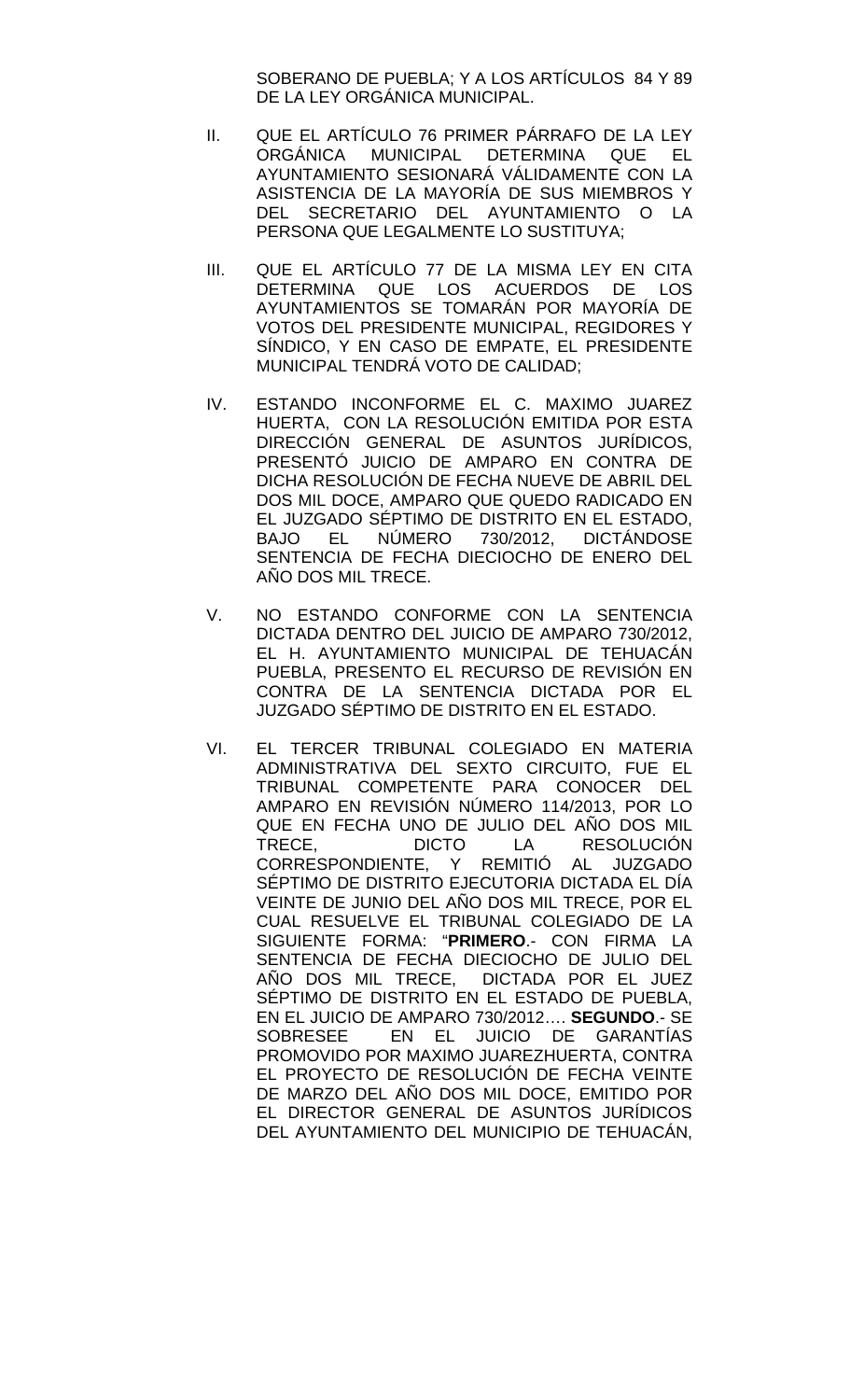SOBERANO DE PUEBLA; Y A LOS ARTÍCULOS 84 Y 89 DE LA LEY ORGÁNICA MUNICIPAL.

II. QUE EL ARTÍCULO 76 PRIMER PÁRRAFO DE LA LEY ORGÁNICA MUNICIPAL DETERMINA QUE EL AYUNTAMIENTO SESIONARÁ VÁLIDAMENTE CON LA ASISTENCIA DE LA MAYORÍA DE SUS MIEMBROS Y DEL SECRETARIO DEL AYUNTAMIENTO O LA PERSONA QUE LEGALMENTE LO SUSTITUYA;

III. QUE EL ARTÍCULO 77 DE LA MISMA LEY EN CITA DETERMINA QUE LOS ACUERDOS DE LOS AYUNTAMIENTOS SE TOMARÁN POR MAYORÍA DE VOTOS DEL PRESIDENTE MUNICIPAL, REGIDORES Y SÍNDICO, Y EN CASO DE EMPATE, EL PRESIDENTE MUNICIPAL TENDRÁ VOTO DE CALIDAD;

IV. ESTANDO INCONFORME EL C. MAXIMO JUAREZ HUERTA, CON LA RESOLUCIÓN EMITIDA POR ESTA DIRECCIÓN GENERAL DE ASUNTOS JURÍDICOS, PRESENTÓ JUICIO DE AMPARO EN CONTRA DE DICHA RESOLUCIÓN DE FECHA NUEVE DE ABRIL DEL DOS MIL DOCE, AMPARO QUE QUEDO RADICADO EN EL JUZGADO SÉPTIMO DE DISTRITO EN EL ESTADO, BAJO EL NÚMERO 730/2012, DICTÁNDOSE SENTENCIA DE FECHA DIECIOCHO DE ENERO DEL AÑO DOS MIL TRECE.

V. NO ESTANDO CONFORME CON LA SENTENCIA DICTADA DENTRO DEL JUICIO DE AMPARO 730/2012, EL H. AYUNTAMIENTO MUNICIPAL DE TEHUACÁN PUEBLA, PRESENTO EL RECURSO DE REVISIÓN EN CONTRA DE LA SENTENCIA DICTADA POR EL JUZGADO SÉPTIMO DE DISTRITO EN EL ESTADO.

VI. EL TERCER TRIBUNAL COLEGIADO EN MATERIA ADMINISTRATIVA DEL SEXTO CIRCUITO, FUE EL TRIBUNAL COMPETENTE PARA CONOCER DEL AMPARO EN REVISIÓN NÚMERO 114/2013, POR LO QUE EN FECHA UNO DE JULIO DEL AÑO DOS MIL TRECE, DICTO LA RESOLUCIÓN CORRESPONDIENTE, Y REMITIÓ AL JUZGADO SÉPTIMO DE DISTRITO EJECUTORIA DICTADA EL DÍA VEINTE DE JUNIO DEL AÑO DOS MIL TRECE, POR EL CUAL RESUELVE EL TRIBUNAL COLEGIADO DE LA SIGUIENTE FORMA: "**PRIMERO**.- CON FIRMA LA SENTENCIA DE FECHA DIECIOCHO DE JULIO DEL AÑO DOS MIL TRECE, DICTADA POR EL JUEZ SÉPTIMO DE DISTRITO EN EL ESTADO DE PUEBLA, EN EL JUICIO DE AMPARO 730/2012…. **SEGUNDO**.- SE SOBRESEE EN EL JUICIO DE GARANTÍAS PROMOVIDO POR MAXIMO JUAREZHUERTA, CONTRA EL PROYECTO DE RESOLUCIÓN DE FECHA VEINTE DE MARZO DEL AÑO DOS MIL DOCE, EMITIDO POR EL DIRECTOR GENERAL DE ASUNTOS JURÍDICOS DEL AYUNTAMIENTO DEL MUNICIPIO DE TEHUACÁN,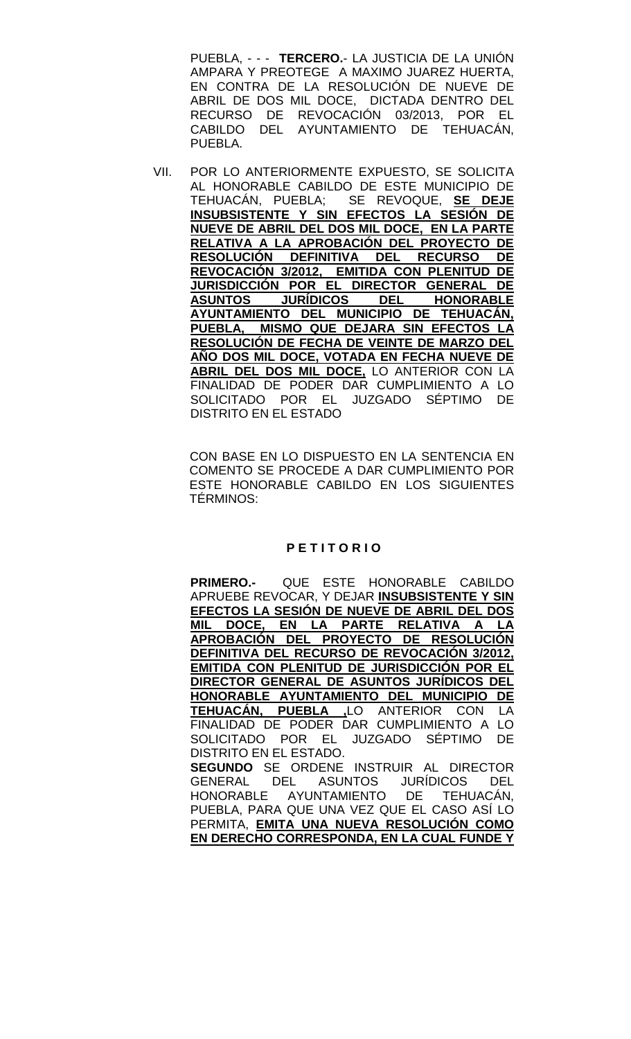PUEBLA, - - - **TERCERO.**- LA JUSTICIA DE LA UNIÓN AMPARA Y PREOTEGE A MAXIMO JUAREZ HUERTA, EN CONTRA DE LA RESOLUCIÓN DE NUEVE DE ABRIL DE DOS MIL DOCE, DICTADA DENTRO DEL RECURSO DE REVOCACIÓN 03/2013, POR EL CABILDO DEL AYUNTAMIENTO DE TEHUACÁN, PUEBLA.

VII. POR LO ANTERIORMENTE EXPUESTO, SE SOLICITA AL HONORABLE CABILDO DE ESTE MUNICIPIO DE TEHUACÁN, PUEBLA; SE REVOQUE, **SE DEJE INSUBSISTENTE Y SIN EFECTOS LA SESIÓN DE NUEVE DE ABRIL DEL DOS MIL DOCE, EN LA PARTE RELATIVA A LA APROBACIÓN DEL PROYECTO DE RESOLUCIÓN DEFINITIVA DEL RECURSO DE REVOCACIÓN 3/2012, EMITIDA CON PLENITUD DE JURISDICCIÓN POR EL DIRECTOR GENERAL DE ASUNTOS JURÍDICOS DEL HONORABLE AYUNTAMIENTO DEL MUNICIPIO DE TEHUACÁN, PUEBLA, MISMO QUE DEJARA SIN EFECTOS LA RESOLUCIÓN DE FECHA DE VEINTE DE MARZO DEL AÑO DOS MIL DOCE, VOTADA EN FECHA NUEVE DE ABRIL DEL DOS MIL DOCE,** LO ANTERIOR CON LA FINALIDAD DE PODER DAR CUMPLIMIENTO A LO SOLICITADO POR EL JUZGADO SÉPTIMO DE DISTRITO EN EL ESTADO

CON BASE EN LO DISPUESTO EN LA SENTENCIA EN COMENTO SE PROCEDE A DAR CUMPLIMIENTO POR ESTE HONORABLE CABILDO EN LOS SIGUIENTES TÉRMINOS:

**P E T I T O R I O**

**PRIMERO.-** QUE ESTE HONORABLE CABILDO APRUEBE REVOCAR, Y DEJAR **INSUBSISTENTE Y SIN EFECTOS LA SESIÓN DE NUEVE DE ABRIL DEL DOS MIL DOCE, EN LA PARTE RELATIVA A LA APROBACIÓN DEL PROYECTO DE RESOLUCIÓN DEFINITIVA DEL RECURSO DE REVOCACIÓN 3/2012, EMITIDA CON PLENITUD DE JURISDICCIÓN POR EL DIRECTOR GENERAL DE ASUNTOS JURÍDICOS DEL HONORABLE AYUNTAMIENTO DEL MUNICIPIO DE TEHUACÁN, PUEBLA ,**LO ANTERIOR CON LA FINALIDAD DE PODER DAR CUMPLIMIENTO A LO SOLICITADO POR EL JUZGADO SÉPTIMO DE DISTRITO EN EL ESTADO.

**SEGUNDO** SE ORDENE INSTRUIR AL DIRECTOR GENERAL DEL ASUNTOS JURÍDICOS DEL HONORABLE AYUNTAMIENTO DE TEHUACÁN, PUEBLA, PARA QUE UNA VEZ QUE EL CASO ASÍ LO PERMITA, **EMITA UNA NUEVA RESOLUCIÓN COMO EN DERECHO CORRESPONDA, EN LA CUAL FUNDE Y**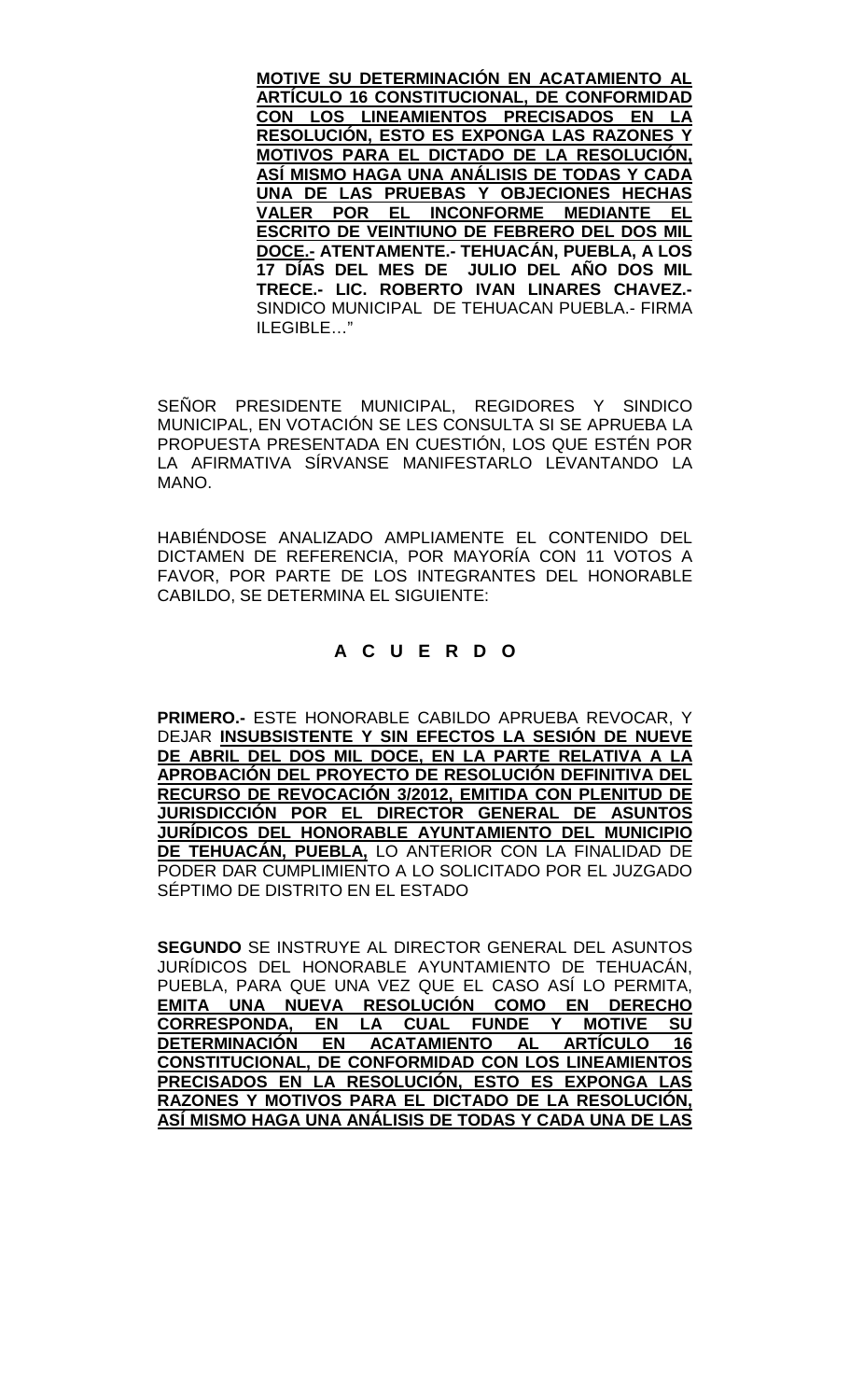**MOTIVE SU DETERMINACIÓN EN ACATAMIENTO AL ARTÍCULO 16 CONSTITUCIONAL, DE CONFORMIDAD CON LOS LINEAMIENTOS PRECISADOS EN LA RESOLUCIÓN, ESTO ES EXPONGA LAS RAZONES Y MOTIVOS PARA EL DICTADO DE LA RESOLUCIÓN, ASÍ MISMO HAGA UNA ANÁLISIS DE TODAS Y CADA UNA DE LAS PRUEBAS Y OBJECIONES HECHAS VALER POR EL INCONFORME MEDIANTE EL ESCRITO DE VEINTIUNO DE FEBRERO DEL DOS MIL DOCE.- ATENTAMENTE.- TEHUACÁN, PUEBLA, A LOS 17 DÍAS DEL MES DE JULIO DEL AÑO DOS MIL TRECE.- LIC. ROBERTO IVAN LINARES CHAVEZ.-** SINDICO MUNICIPAL DE TEHUACAN PUEBLA.- FIRMA ILEGIBLE…"

SEÑOR PRESIDENTE MUNICIPAL, REGIDORES Y SINDICO MUNICIPAL, EN VOTACIÓN SE LES CONSULTA SI SE APRUEBA LA PROPUESTA PRESENTADA EN CUESTIÓN, LOS QUE ESTÉN POR LA AFIRMATIVA SÍRVANSE MANIFESTARLO LEVANTANDO LA MANO.

HABIÉNDOSE ANALIZADO AMPLIAMENTE EL CONTENIDO DEL DICTAMEN DE REFERENCIA, POR MAYORÍA CON 11 VOTOS A FAVOR, POR PARTE DE LOS INTEGRANTES DEL HONORABLE CABILDO, SE DETERMINA EL SIGUIENTE:

## A C U E R D O

**PRIMERO.-** ESTE HONORABLE CABILDO APRUEBA REVOCAR, Y DEJAR **INSUBSISTENTE Y SIN EFECTOS LA SESIÓN DE NUEVE DE ABRIL DEL DOS MIL DOCE, EN LA PARTE RELATIVA A LA APROBACIÓN DEL PROYECTO DE RESOLUCIÓN DEFINITIVA DEL RECURSO DE REVOCACIÓN 3/2012, EMITIDA CON PLENITUD DE JURISDICCIÓN POR EL DIRECTOR GENERAL DE ASUNTOS JURÍDICOS DEL HONORABLE AYUNTAMIENTO DEL MUNICIPIO DE TEHUACÁN, PUEBLA,** LO ANTERIOR CON LA FINALIDAD DE PODER DAR CUMPLIMIENTO A LO SOLICITADO POR EL JUZGADO SÉPTIMO DE DISTRITO EN EL ESTADO

**SEGUNDO** SE INSTRUYE AL DIRECTOR GENERAL DEL ASUNTOS JURÍDICOS DEL HONORABLE AYUNTAMIENTO DE TEHUACÁN, PUEBLA, PARA QUE UNA VEZ QUE EL CASO ASÍ LO PERMITA, **EMITA UNA NUEVA RESOLUCIÓN COMO EN DERECHO CORRESPONDA, EN LA CUAL FUNDE Y MOTIVE SU DETERMINACIÓN EN ACATAMIENTO AL ARTÍCULO 16 CONSTITUCIONAL, DE CONFORMIDAD CON LOS LINEAMIENTOS PRECISADOS EN LA RESOLUCIÓN, ESTO ES EXPONGA LAS RAZONES Y MOTIVOS PARA EL DICTADO DE LA RESOLUCIÓN, ASÍ MISMO HAGA UNA ANÁLISIS DE TODAS Y CADA UNA DE LAS**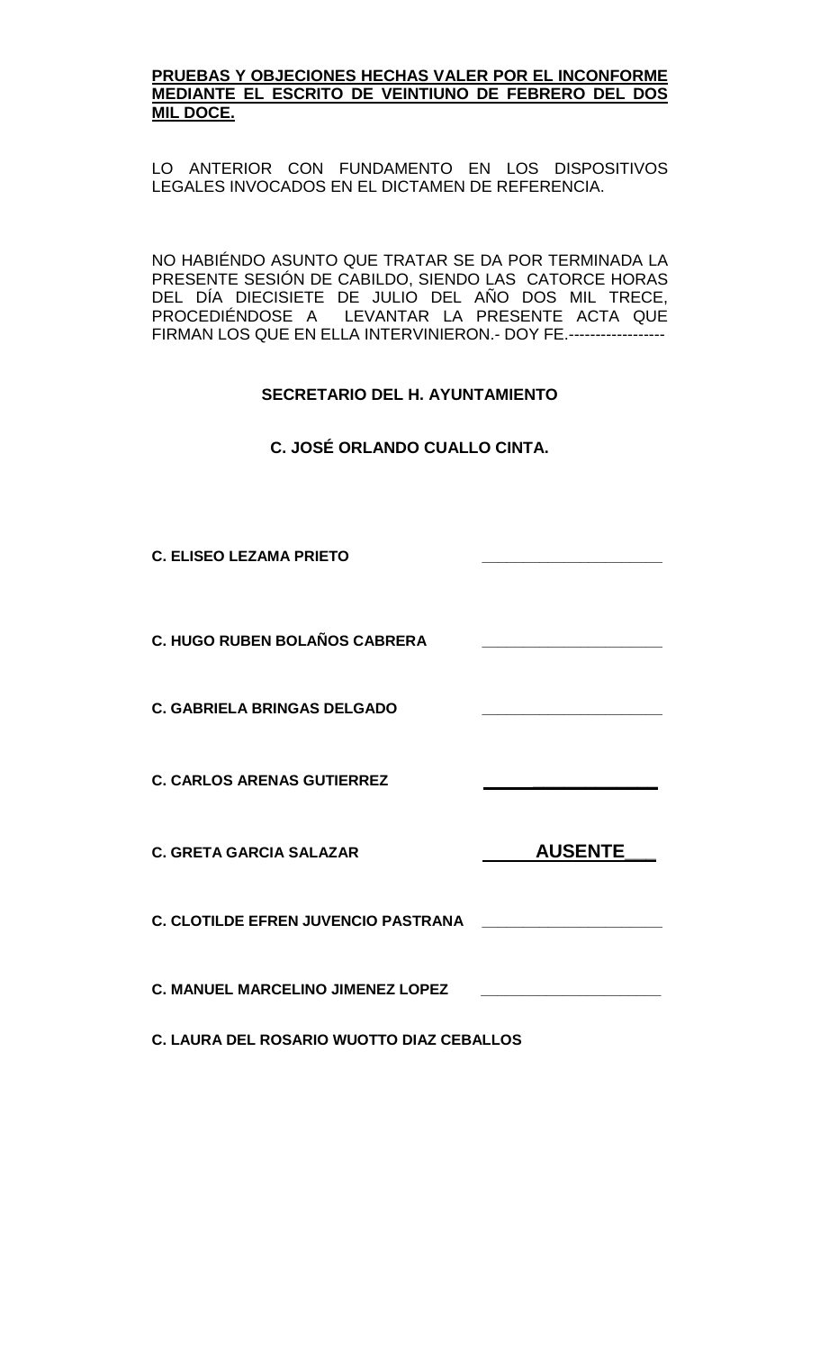**PRUEBAS Y OBJECIONES HECHAS VALER POR EL INCONFORME MEDIANTE EL ESCRITO DE VEINTIUNO DE FEBRERO DEL DOS MIL DOCE.**

LO ANTERIOR CON FUNDAMENTO EN LOS DISPOSITIVOS LEGALES INVOCADOS EN EL DICTAMEN DE REFERENCIA.

NO HABIÉNDO ASUNTO QUE TRATAR SE DA POR TERMINADA LA PRESENTE SESIÓN DE CABILDO, SIENDO LAS CATORCE HORAS DEL DÍA DIECISIETE DE JULIO DEL AÑO DOS MIL TRECE, PROCEDIÉNDOSE A LEVANTAR LA PRESENTE ACTA QUE FIRMAN LOS QUE EN ELLA INTERVINIERON.- DOY FE.------------------

**SECRETARIO DEL H. AYUNTAMIENTO**

**C. JOSÉ ORLANDO CUALLO CINTA.**

**C. ELISEO LEZAMA PRIETO** ____________________

**C. HUGO RUBEN BOLAÑOS CABRERA** ____________________

**C. GABRIELA BRINGAS DELGADO** ____________________

**C. CARLOS ARENAS GUTIERREZ** ____________________

**C. GRETA GARCIA SALAZAR** **AUSENTE**

**C. CLOTILDE EFREN JUVENCIO PASTRANA** ____________________

**C. MANUEL MARCELINO JIMENEZ LOPEZ** ____________________

**C. LAURA DEL ROSARIO WUOTTO DIAZ CEBALLOS**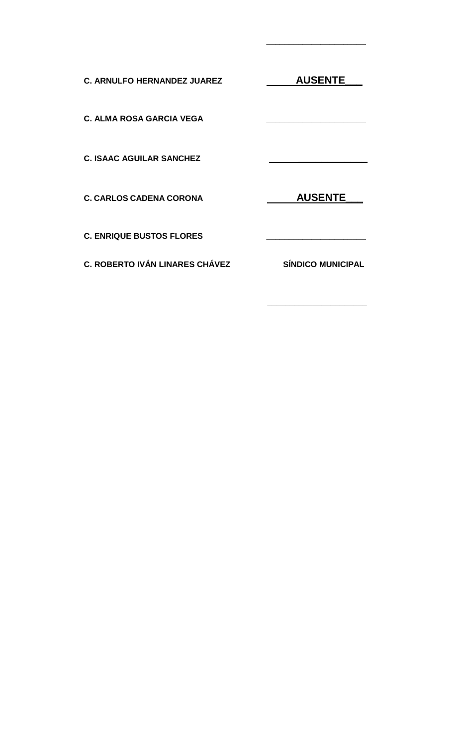C. ARNULFO HERNANDEZ JUAREZ **AUSENTE**

C. ALMA ROSA GARCIA VEGA ____________________

C. ISAAC AGUILAR SANCHEZ ____________________

C. CARLOS CADENA CORONA **AUSENTE**

C. ENRIQUE BUSTOS FLORES ____________________

C. ROBERTO IVÁN LINARES CHÁVEZ **SÍNDICO MUNICIPAL**

____________________